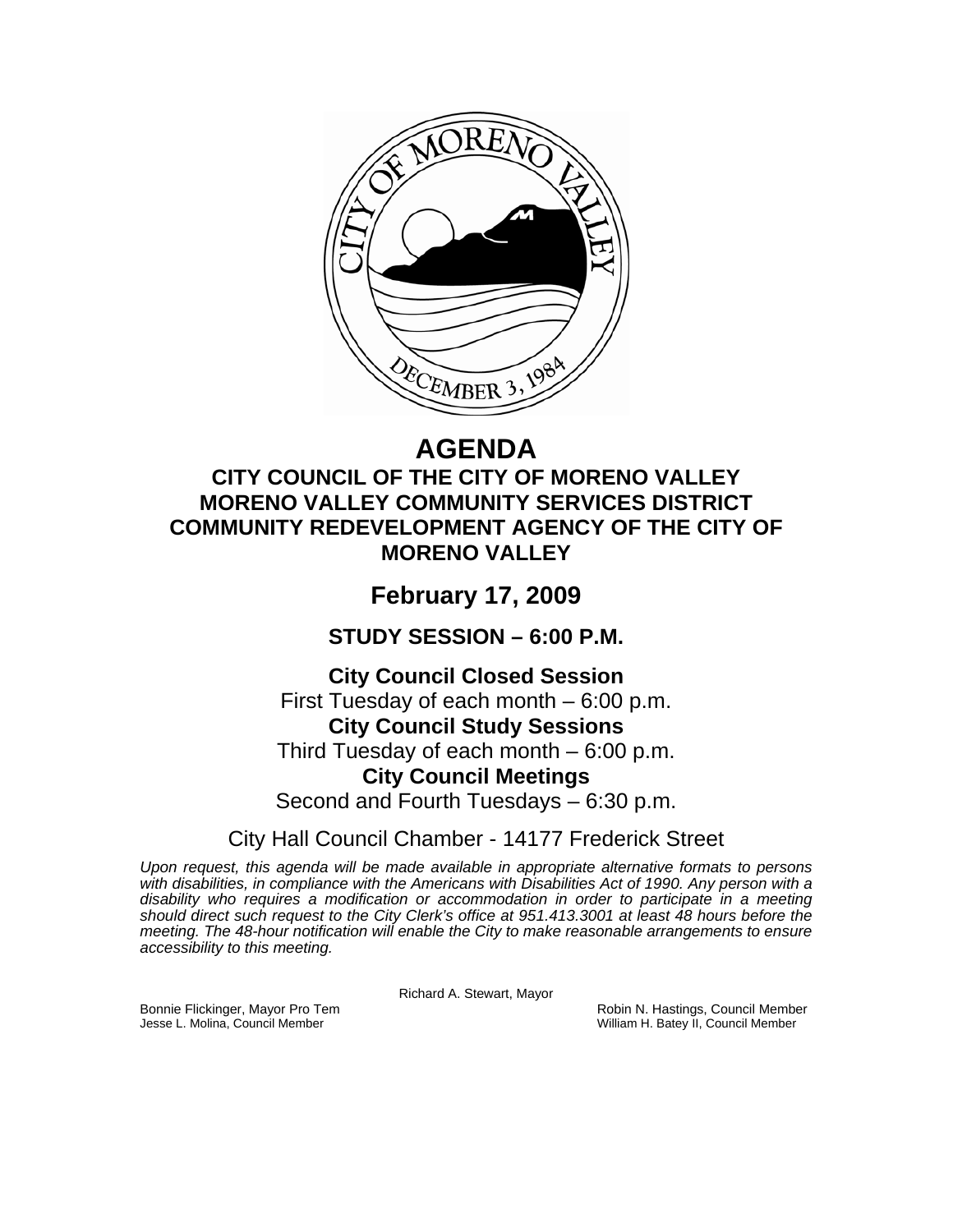# AGENDA

## CITY COUNCIL OF THE CITY OF MORENO VALLEY
## MORENO VALLEY COMMUNITY SERVICES DISTRICT
## COMMUNITY REDEVELOPMENT AGENCY OF THE CITY OF MORENO VALLEY

## February 17, 2009

### STUDY SESSION – 6:00 P.M.

**City Council Closed Session**
First Tuesday of each month – 6:00 p.m.

**City Council Study Sessions**
Third Tuesday of each month – 6:00 p.m.

**City Council Meetings**
Second and Fourth Tuesdays – 6:30 p.m.

City Hall Council Chamber - 14177 Frederick Street

*Upon request, this agenda will be made available in appropriate alternative formats to persons with disabilities, in compliance with the Americans with Disabilities Act of 1990. Any person with a disability who requires a modification or accommodation in order to participate in a meeting should direct such request to the City Clerk's office at 951.413.3001 at least 48 hours before the meeting. The 48-hour notification will enable the City to make reasonable arrangements to ensure accessibility to this meeting.*

Richard A. Stewart, Mayor

Bonnie Flickinger, Mayor Pro Tem
Jesse L. Molina, Council Member
Robin N. Hastings, Council Member
William H. Batey II, Council Member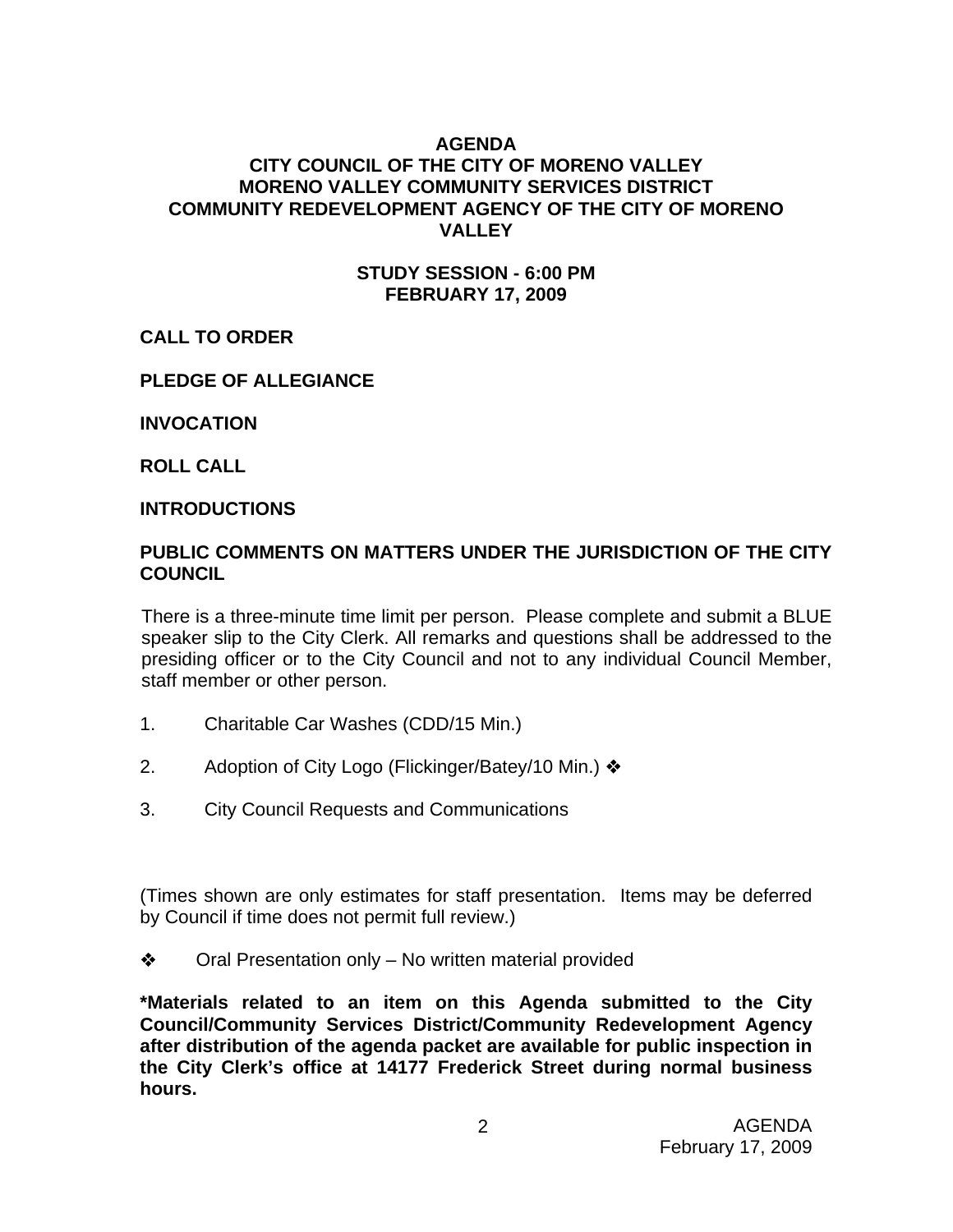# AGENDA
# CITY COUNCIL OF THE CITY OF MORENO VALLEY
# MORENO VALLEY COMMUNITY SERVICES DISTRICT
# COMMUNITY REDEVELOPMENT AGENCY OF THE CITY OF MORENO VALLEY

## STUDY SESSION - 6:00 PM
## FEBRUARY 17, 2009

**CALL TO ORDER**

**PLEDGE OF ALLEGIANCE**

**INVOCATION**

**ROLL CALL**

**INTRODUCTIONS**

**PUBLIC COMMENTS ON MATTERS UNDER THE JURISDICTION OF THE CITY COUNCIL**

There is a three-minute time limit per person. Please complete and submit a BLUE speaker slip to the City Clerk. All remarks and questions shall be addressed to the presiding officer or to the City Council and not to any individual Council Member, staff member or other person.

1. Charitable Car Washes (CDD/15 Min.)

2. Adoption of City Logo (Flickinger/Batey/10 Min.) ❖

3. City Council Requests and Communications

(Times shown are only estimates for staff presentation. Items may be deferred by Council if time does not permit full review.)

❖ Oral Presentation only – No written material provided

**\*Materials related to an item on this Agenda submitted to the City Council/Community Services District/Community Redevelopment Agency after distribution of the agenda packet are available for public inspection in the City Clerk's office at 14177 Frederick Street during normal business hours.**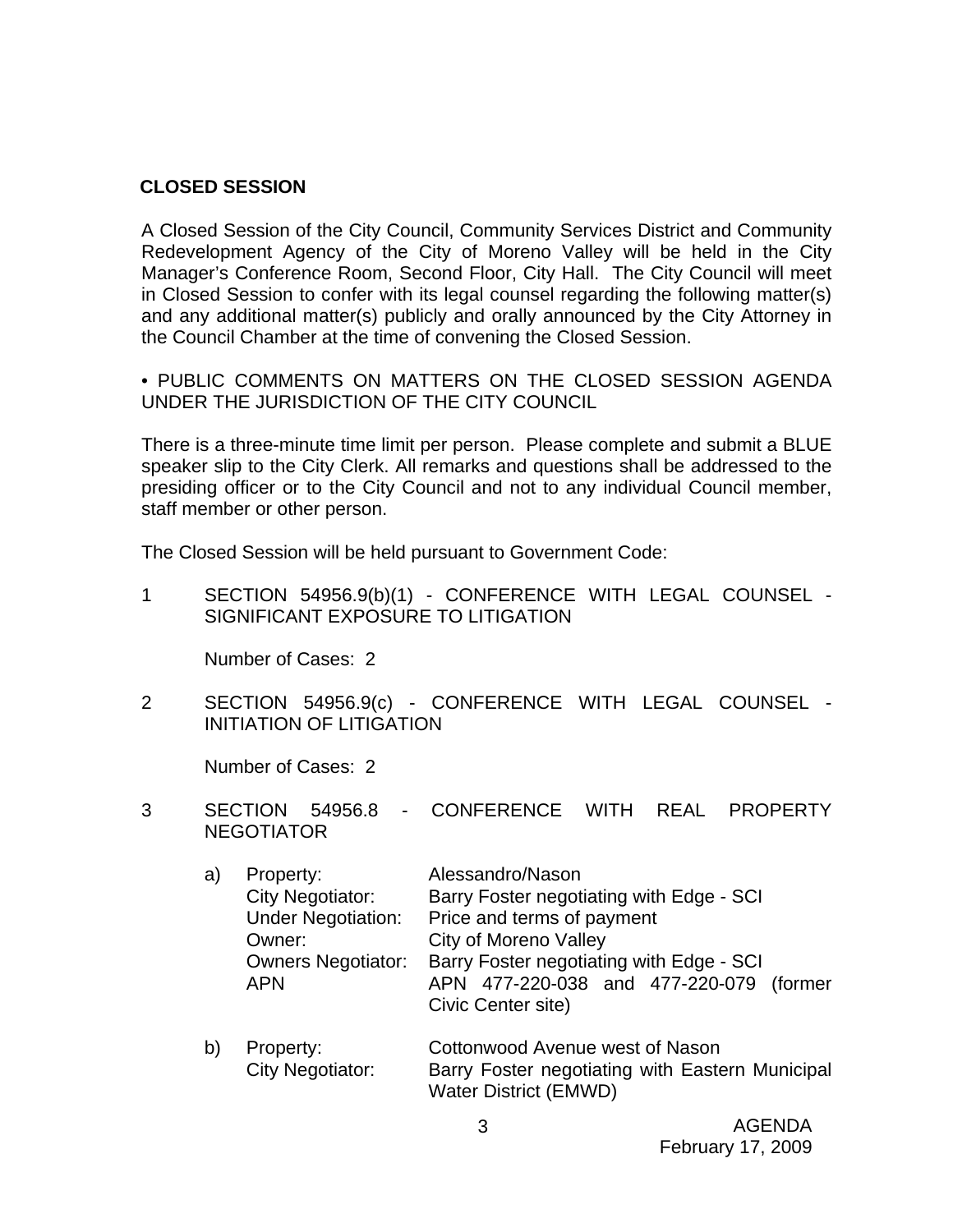## CLOSED SESSION

A Closed Session of the City Council, Community Services District and Community Redevelopment Agency of the City of Moreno Valley will be held in the City Manager's Conference Room, Second Floor, City Hall. The City Council will meet in Closed Session to confer with its legal counsel regarding the following matter(s) and any additional matter(s) publicly and orally announced by the City Attorney in the Council Chamber at the time of convening the Closed Session.

• PUBLIC COMMENTS ON MATTERS ON THE CLOSED SESSION AGENDA UNDER THE JURISDICTION OF THE CITY COUNCIL

There is a three-minute time limit per person. Please complete and submit a BLUE speaker slip to the City Clerk. All remarks and questions shall be addressed to the presiding officer or to the City Council and not to any individual Council member, staff member or other person.

The Closed Session will be held pursuant to Government Code:

1. SECTION 54956.9(b)(1) - CONFERENCE WITH LEGAL COUNSEL - SIGNIFICANT EXPOSURE TO LITIGATION

   Number of Cases: 2

2. SECTION 54956.9(c) - CONFERENCE WITH LEGAL COUNSEL - INITIATION OF LITIGATION

   Number of Cases: 2

3. SECTION 54956.8 - CONFERENCE WITH REAL PROPERTY NEGOTIATOR

   a) Property: Alessandro/Nason
      City Negotiator: Barry Foster negotiating with Edge - SCI
      Under Negotiation: Price and terms of payment
      Owner: City of Moreno Valley
      Owners Negotiator: Barry Foster negotiating with Edge - SCI
      APN: APN 477-220-038 and 477-220-079 (former Civic Center site)

   b) Property: Cottonwood Avenue west of Nason
      City Negotiator: Barry Foster negotiating with Eastern Municipal Water District (EMWD)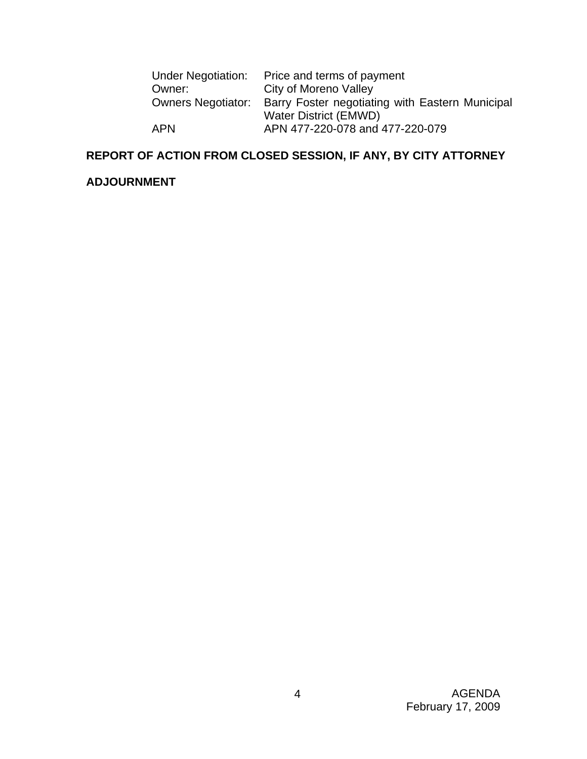| | |
|---|---|
| Under Negotiation: | Price and terms of payment |
| Owner: | City of Moreno Valley |
| Owners Negotiator: | Barry Foster negotiating with Eastern Municipal Water District (EMWD) |
| APN | APN 477-220-078 and 477-220-079 |

**REPORT OF ACTION FROM CLOSED SESSION, IF ANY, BY CITY ATTORNEY**

**ADJOURNMENT**